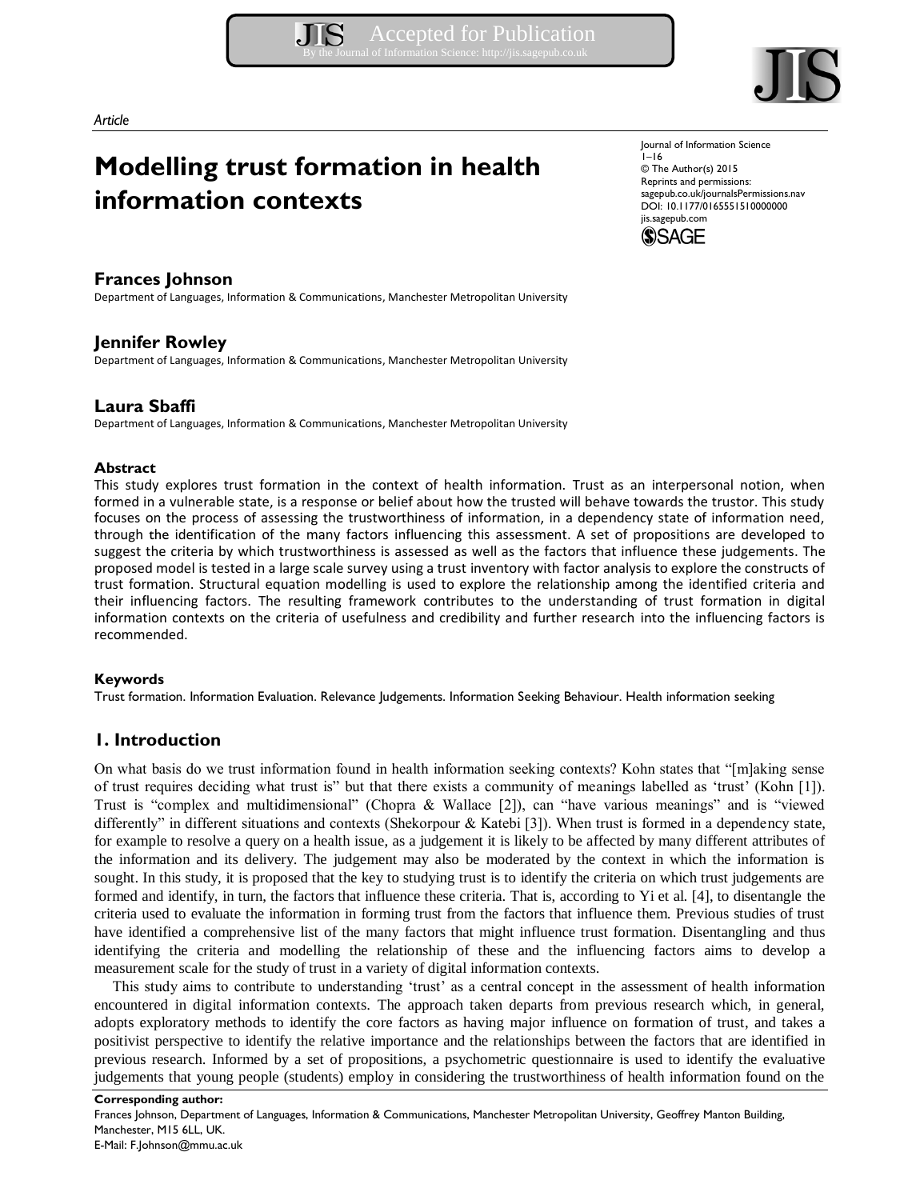Article

# Modelling trust formation in health information contexts

Journal of Information Science
© The Author(s) 2015
Reprints and permissions: sagepub.co.uk/journalsPermissions.nav
DOI: 10.1177/0165551510000000
jis.sagepub.com

**Frances Johnson**
Department of Languages, Information & Communications, Manchester Metropolitan University

**Jennifer Rowley**
Department of Languages, Information & Communications, Manchester Metropolitan University

**Laura Sbaffi**
Department of Languages, Information & Communications, Manchester Metropolitan University

### Abstract

This study explores trust formation in the context of health information. Trust as an interpersonal notion, when formed in a vulnerable state, is a response or belief about how the trusted will behave towards the trustor. This study focuses on the process of assessing the trustworthiness of information, in a dependency state of information need, through the identification of the many factors influencing this assessment. A set of propositions are developed to suggest the criteria by which trustworthiness is assessed as well as the factors that influence these judgements. The proposed model is tested in a large scale survey using a trust inventory with factor analysis to explore the constructs of trust formation. Structural equation modelling is used to explore the relationship among the identified criteria and their influencing factors. The resulting framework contributes to the understanding of trust formation in digital information contexts on the criteria of usefulness and credibility and further research into the influencing factors is recommended.

### Keywords

Trust formation. Information Evaluation. Relevance Judgements. Information Seeking Behaviour. Health information seeking

## 1. Introduction

On what basis do we trust information found in health information seeking contexts? Kohn states that "[m]aking sense of trust requires deciding what trust is" but that there exists a community of meanings labelled as 'trust' (Kohn [1]). Trust is "complex and multidimensional" (Chopra & Wallace [2]), can "have various meanings" and is "viewed differently" in different situations and contexts (Shekorpour & Katebi [3]). When trust is formed in a dependency state, for example to resolve a query on a health issue, as a judgement it is likely to be affected by many different attributes of the information and its delivery. The judgement may also be moderated by the context in which the information is sought. In this study, it is proposed that the key to studying trust is to identify the criteria on which trust judgements are formed and identify, in turn, the factors that influence these criteria. That is, according to Yi et al. [4], to disentangle the criteria used to evaluate the information in forming trust from the factors that influence them. Previous studies of trust have identified a comprehensive list of the many factors that might influence trust formation. Disentangling and thus identifying the criteria and modelling the relationship of these and the influencing factors aims to develop a measurement scale for the study of trust in a variety of digital information contexts.

This study aims to contribute to understanding 'trust' as a central concept in the assessment of health information encountered in digital information contexts. The approach taken departs from previous research which, in general, adopts exploratory methods to identify the core factors as having major influence on formation of trust, and takes a positivist perspective to identify the relative importance and the relationships between the factors that are identified in previous research. Informed by a set of propositions, a psychometric questionnaire is used to identify the evaluative judgements that young people (students) employ in considering the trustworthiness of health information found on the

**Corresponding author:**
Frances Johnson, Department of Languages, Information & Communications, Manchester Metropolitan University, Geoffrey Manton Building, Manchester, M15 6LL, UK.
E-Mail: F.Johnson@mmu.ac.uk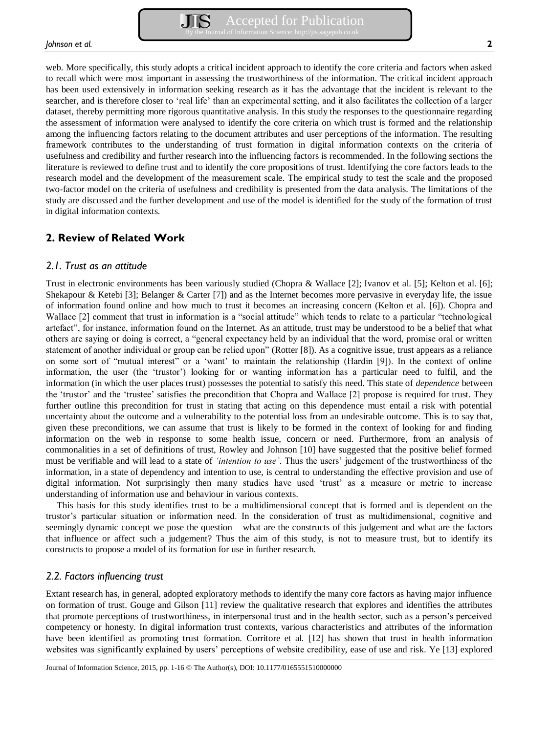web. More specifically, this study adopts a critical incident approach to identify the core criteria and factors when asked to recall which were most important in assessing the trustworthiness of the information. The critical incident approach has been used extensively in information seeking research as it has the advantage that the incident is relevant to the searcher, and is therefore closer to 'real life' than an experimental setting, and it also facilitates the collection of a larger dataset, thereby permitting more rigorous quantitative analysis. In this study the responses to the questionnaire regarding the assessment of information were analysed to identify the core criteria on which trust is formed and the relationship among the influencing factors relating to the document attributes and user perceptions of the information. The resulting framework contributes to the understanding of trust formation in digital information contexts on the criteria of usefulness and credibility and further research into the influencing factors is recommended. In the following sections the literature is reviewed to define trust and to identify the core propositions of trust. Identifying the core factors leads to the research model and the development of the measurement scale. The empirical study to test the scale and the proposed two-factor model on the criteria of usefulness and credibility is presented from the data analysis. The limitations of the study are discussed and the further development and use of the model is identified for the study of the formation of trust in digital information contexts.

## 2. Review of Related Work

### *2.1. Trust as an attitude*

Trust in electronic environments has been variously studied (Chopra & Wallace [2]; Ivanov et al. [5]; Kelton et al. [6]; Shekapour & Ketebi [3]; Belanger & Carter [7]) and as the Internet becomes more pervasive in everyday life, the issue of information found online and how much to trust it becomes an increasing concern (Kelton et al. [6]). Chopra and Wallace [2] comment that trust in information is a "social attitude" which tends to relate to a particular "technological artefact", for instance, information found on the Internet. As an attitude, trust may be understood to be a belief that what others are saying or doing is correct, a "general expectancy held by an individual that the word, promise oral or written statement of another individual or group can be relied upon" (Rotter [8]). As a cognitive issue, trust appears as a reliance on some sort of "mutual interest" or a 'want' to maintain the relationship (Hardin [9]). In the context of online information, the user (the 'trustor') looking for or wanting information has a particular need to fulfil, and the information (in which the user places trust) possesses the potential to satisfy this need. This state of *dependence* between the 'trustor' and the 'trustee' satisfies the precondition that Chopra and Wallace [2] propose is required for trust. They further outline this precondition for trust in stating that acting on this dependence must entail a risk with potential uncertainty about the outcome and a vulnerability to the potential loss from an undesirable outcome. This is to say that, given these preconditions, we can assume that trust is likely to be formed in the context of looking for and finding information on the web in response to some health issue, concern or need. Furthermore, from an analysis of commonalities in a set of definitions of trust, Rowley and Johnson [10] have suggested that the positive belief formed must be verifiable and will lead to a state of *'intention to use'*. Thus the users' judgement of the trustworthiness of the information, in a state of dependency and intention to use, is central to understanding the effective provision and use of digital information. Not surprisingly then many studies have used 'trust' as a measure or metric to increase understanding of information use and behaviour in various contexts.

This basis for this study identifies trust to be a multidimensional concept that is formed and is dependent on the trustor's particular situation or information need. In the consideration of trust as multidimensional, cognitive and seemingly dynamic concept we pose the question – what are the constructs of this judgement and what are the factors that influence or affect such a judgement? Thus the aim of this study, is not to measure trust, but to identify its constructs to propose a model of its formation for use in further research.

### *2.2. Factors influencing trust*

Extant research has, in general, adopted exploratory methods to identify the many core factors as having major influence on formation of trust. Gouge and Gilson [11] review the qualitative research that explores and identifies the attributes that promote perceptions of trustworthiness, in interpersonal trust and in the health sector, such as a person's perceived competency or honesty. In digital information trust contexts, various characteristics and attributes of the information have been identified as promoting trust formation. Corritore et al. [12] has shown that trust in health information websites was significantly explained by users' perceptions of website credibility, ease of use and risk. Ye [13] explored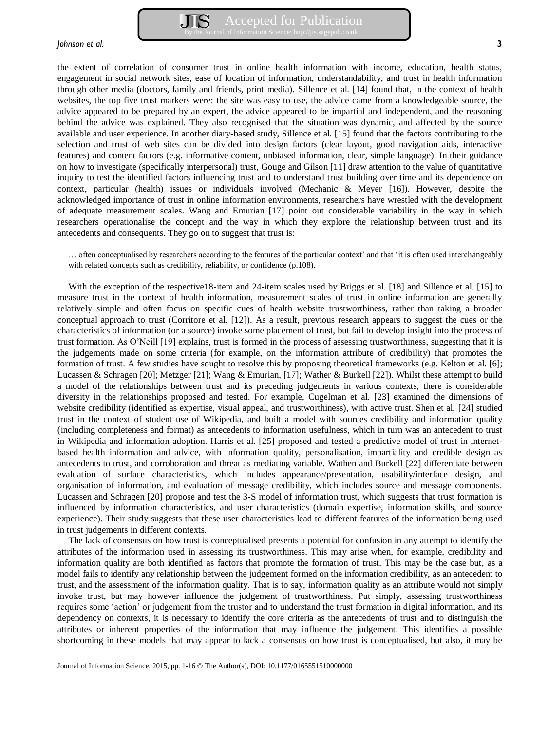the extent of correlation of consumer trust in online health information with income, education, health status, engagement in social network sites, ease of location of information, understandability, and trust in health information through other media (doctors, family and friends, print media). Sillence et al. [14] found that, in the context of health websites, the top five trust markers were: the site was easy to use, the advice came from a knowledgeable source, the advice appeared to be prepared by an expert, the advice appeared to be impartial and independent, and the reasoning behind the advice was explained. They also recognised that the situation was dynamic, and affected by the source available and user experience. In another diary-based study, Sillence et al. [15] found that the factors contributing to the selection and trust of web sites can be divided into design factors (clear layout, good navigation aids, interactive features) and content factors (e.g. informative content, unbiased information, clear, simple language). In their guidance on how to investigate (specifically interpersonal) trust, Gouge and Gilson [11] draw attention to the value of quantitative inquiry to test the identified factors influencing trust and to understand trust building over time and its dependence on context, particular (health) issues or individuals involved (Mechanic & Meyer [16]). However, despite the acknowledged importance of trust in online information environments, researchers have wrestled with the development of adequate measurement scales. Wang and Emurian [17] point out considerable variability in the way in which researchers operationalise the concept and the way in which they explore the relationship between trust and its antecedents and consequents. They go on to suggest that trust is:

> … often conceptualised by researchers according to the features of the particular context' and that 'it is often used interchangeably with related concepts such as credibility, reliability, or confidence (p.108).

With the exception of the respective18-item and 24-item scales used by Briggs et al. [18] and Sillence et al. [15] to measure trust in the context of health information, measurement scales of trust in online information are generally relatively simple and often focus on specific cues of health website trustworthiness, rather than taking a broader conceptual approach to trust (Corritore et al. [12]). As a result, previous research appears to suggest the cues or the characteristics of information (or a source) invoke some placement of trust, but fail to develop insight into the process of trust formation. As O'Neill [19] explains, trust is formed in the process of assessing trustworthiness, suggesting that it is the judgements made on some criteria (for example, on the information attribute of credibility) that promotes the formation of trust. A few studies have sought to resolve this by proposing theoretical frameworks (e.g. Kelton et al. [6]; Lucassen & Schragen [20]; Metzger [21]; Wang & Emurian, [17]; Wather & Burkell [22]). Whilst these attempt to build a model of the relationships between trust and its preceding judgements in various contexts, there is considerable diversity in the relationships proposed and tested. For example, Cugelman et al. [23] examined the dimensions of website credibility (identified as expertise, visual appeal, and trustworthiness), with active trust. Shen et al. [24] studied trust in the context of student use of Wikipedia, and built a model with sources credibility and information quality (including completeness and format) as antecedents to information usefulness, which in turn was an antecedent to trust in Wikipedia and information adoption. Harris et al. [25] proposed and tested a predictive model of trust in internet-based health information and advice, with information quality, personalisation, impartiality and credible design as antecedents to trust, and corroboration and threat as mediating variable. Wathen and Burkell [22] differentiate between evaluation of surface characteristics, which includes appearance/presentation, usability/interface design, and organisation of information, and evaluation of message credibility, which includes source and message components. Lucassen and Schragen [20] propose and test the 3-S model of information trust, which suggests that trust formation is influenced by information characteristics, and user characteristics (domain expertise, information skills, and source experience). Their study suggests that these user characteristics lead to different features of the information being used in trust judgements in different contexts.

The lack of consensus on how trust is conceptualised presents a potential for confusion in any attempt to identify the attributes of the information used in assessing its trustworthiness. This may arise when, for example, credibility and information quality are both identified as factors that promote the formation of trust. This may be the case but, as a model fails to identify any relationship between the judgement formed on the information credibility, as an antecedent to trust, and the assessment of the information quality. That is to say, information quality as an attribute would not simply invoke trust, but may however influence the judgement of trustworthiness. Put simply, assessing trustworthiness requires some 'action' or judgement from the trustor and to understand the trust formation in digital information, and its dependency on contexts, it is necessary to identify the core criteria as the antecedents of trust and to distinguish the attributes or inherent properties of the information that may influence the judgement. This identifies a possible shortcoming in these models that may appear to lack a consensus on how trust is conceptualised, but also, it may be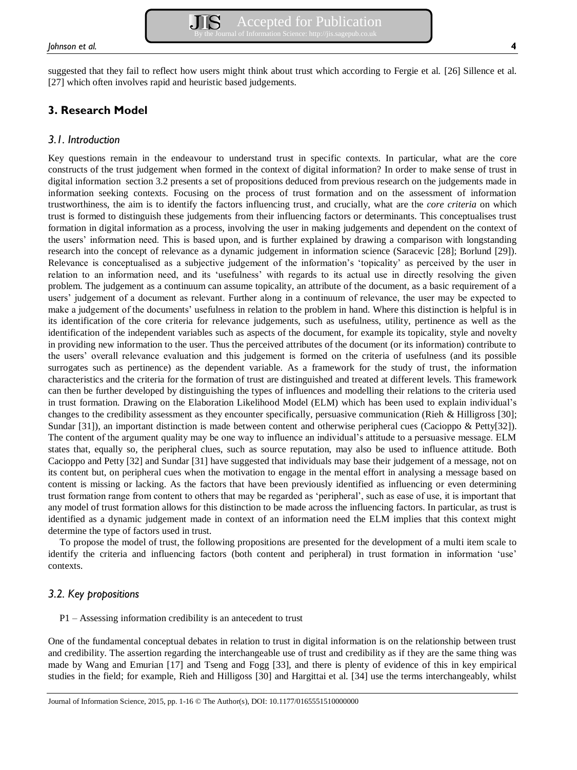suggested that they fail to reflect how users might think about trust which according to Fergie et al. [26] Sillence et al. [27] which often involves rapid and heuristic based judgements.

## 3. Research Model

### 3.1. Introduction

Key questions remain in the endeavour to understand trust in specific contexts. In particular, what are the core constructs of the trust judgement when formed in the context of digital information? In order to make sense of trust in digital information section 3.2 presents a set of propositions deduced from previous research on the judgements made in information seeking contexts. Focusing on the process of trust formation and on the assessment of information trustworthiness, the aim is to identify the factors influencing trust, and crucially, what are the *core criteria* on which trust is formed to distinguish these judgements from their influencing factors or determinants. This conceptualises trust formation in digital information as a process, involving the user in making judgements and dependent on the context of the users' information need. This is based upon, and is further explained by drawing a comparison with longstanding research into the concept of relevance as a dynamic judgement in information science (Saracevic [28]; Borlund [29]). Relevance is conceptualised as a subjective judgement of the information's 'topicality' as perceived by the user in relation to an information need, and its 'usefulness' with regards to its actual use in directly resolving the given problem. The judgement as a continuum can assume topicality, an attribute of the document, as a basic requirement of a users' judgement of a document as relevant. Further along in a continuum of relevance, the user may be expected to make a judgement of the documents' usefulness in relation to the problem in hand. Where this distinction is helpful is in its identification of the core criteria for relevance judgements, such as usefulness, utility, pertinence as well as the identification of the independent variables such as aspects of the document, for example its topicality, style and novelty in providing new information to the user. Thus the perceived attributes of the document (or its information) contribute to the users' overall relevance evaluation and this judgement is formed on the criteria of usefulness (and its possible surrogates such as pertinence) as the dependent variable. As a framework for the study of trust, the information characteristics and the criteria for the formation of trust are distinguished and treated at different levels. This framework can then be further developed by distinguishing the types of influences and modelling their relations to the criteria used in trust formation. Drawing on the Elaboration Likelihood Model (ELM) which has been used to explain individual's changes to the credibility assessment as they encounter specifically, persuasive communication (Rieh & Hilligross [30]; Sundar [31]), an important distinction is made between content and otherwise peripheral cues (Cacioppo & Petty[32]). The content of the argument quality may be one way to influence an individual's attitude to a persuasive message. ELM states that, equally so, the peripheral clues, such as source reputation, may also be used to influence attitude. Both Cacioppo and Petty [32] and Sundar [31] have suggested that individuals may base their judgement of a message, not on its content but, on peripheral cues when the motivation to engage in the mental effort in analysing a message based on content is missing or lacking. As the factors that have been previously identified as influencing or even determining trust formation range from content to others that may be regarded as 'peripheral', such as ease of use, it is important that any model of trust formation allows for this distinction to be made across the influencing factors. In particular, as trust is identified as a dynamic judgement made in context of an information need the ELM implies that this context might determine the type of factors used in trust.

To propose the model of trust, the following propositions are presented for the development of a multi item scale to identify the criteria and influencing factors (both content and peripheral) in trust formation in information 'use' contexts.

### 3.2. Key propositions

P1 – Assessing information credibility is an antecedent to trust

One of the fundamental conceptual debates in relation to trust in digital information is on the relationship between trust and credibility. The assertion regarding the interchangeable use of trust and credibility as if they are the same thing was made by Wang and Emurian [17] and Tseng and Fogg [33], and there is plenty of evidence of this in key empirical studies in the field; for example, Rieh and Hilligoss [30] and Hargittai et al. [34] use the terms interchangeably, whilst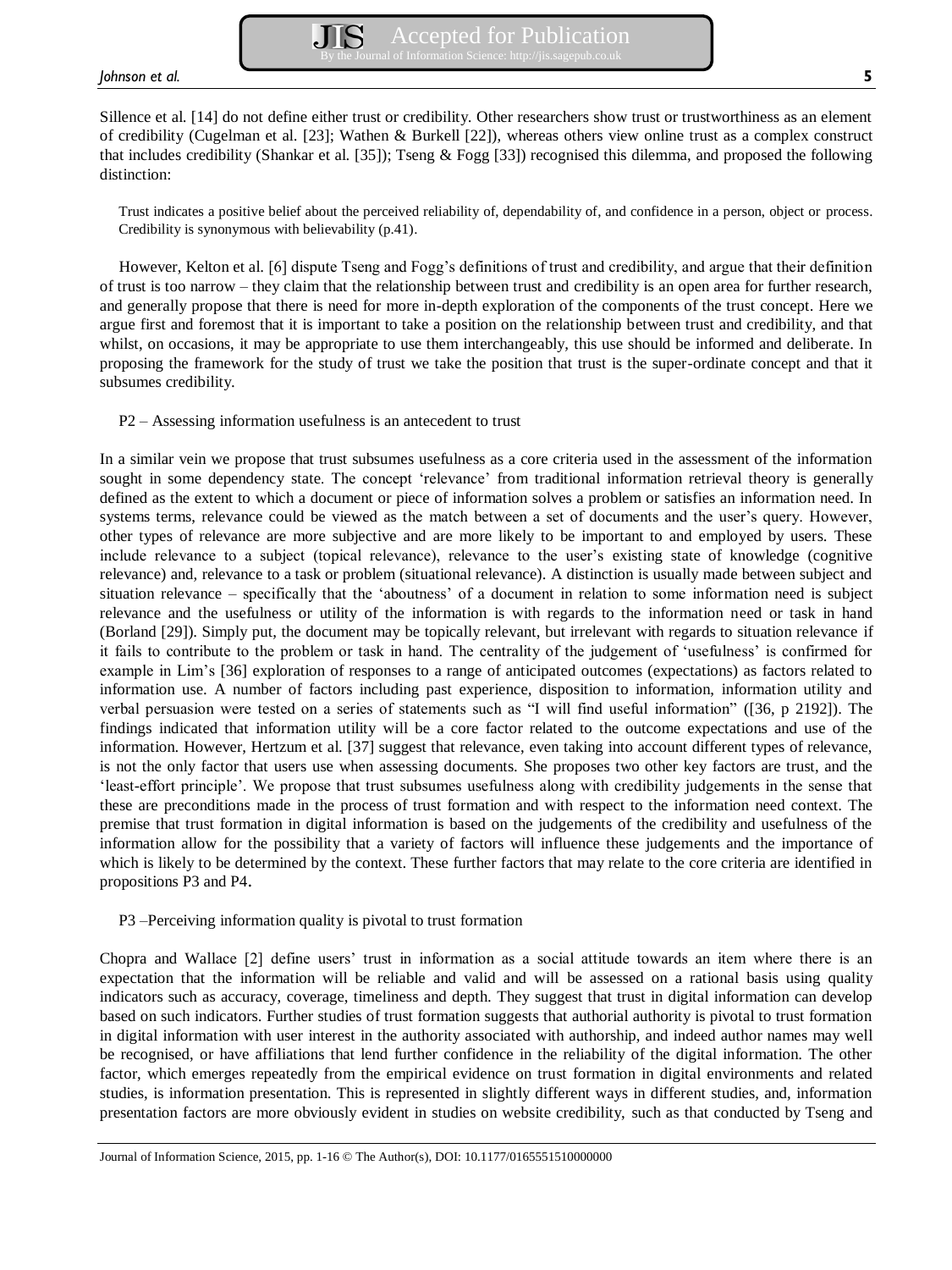Sillence et al. [14] do not define either trust or credibility. Other researchers show trust or trustworthiness as an element of credibility (Cugelman et al. [23]; Wathen & Burkell [22]), whereas others view online trust as a complex construct that includes credibility (Shankar et al. [35]); Tseng & Fogg [33]) recognised this dilemma, and proposed the following distinction:

> Trust indicates a positive belief about the perceived reliability of, dependability of, and confidence in a person, object or process. Credibility is synonymous with believability (p.41).

However, Kelton et al. [6] dispute Tseng and Fogg's definitions of trust and credibility, and argue that their definition of trust is too narrow – they claim that the relationship between trust and credibility is an open area for further research, and generally propose that there is need for more in-depth exploration of the components of the trust concept. Here we argue first and foremost that it is important to take a position on the relationship between trust and credibility, and that whilst, on occasions, it may be appropriate to use them interchangeably, this use should be informed and deliberate. In proposing the framework for the study of trust we take the position that trust is the super-ordinate concept and that it subsumes credibility.

P2 – Assessing information usefulness is an antecedent to trust

In a similar vein we propose that trust subsumes usefulness as a core criteria used in the assessment of the information sought in some dependency state. The concept 'relevance' from traditional information retrieval theory is generally defined as the extent to which a document or piece of information solves a problem or satisfies an information need. In systems terms, relevance could be viewed as the match between a set of documents and the user's query. However, other types of relevance are more subjective and are more likely to be important to and employed by users. These include relevance to a subject (topical relevance), relevance to the user's existing state of knowledge (cognitive relevance) and, relevance to a task or problem (situational relevance). A distinction is usually made between subject and situation relevance – specifically that the 'aboutness' of a document in relation to some information need is subject relevance and the usefulness or utility of the information is with regards to the information need or task in hand (Borland [29]). Simply put, the document may be topically relevant, but irrelevant with regards to situation relevance if it fails to contribute to the problem or task in hand. The centrality of the judgement of 'usefulness' is confirmed for example in Lim's [36] exploration of responses to a range of anticipated outcomes (expectations) as factors related to information use. A number of factors including past experience, disposition to information, information utility and verbal persuasion were tested on a series of statements such as "I will find useful information" ([36, p 2192]). The findings indicated that information utility will be a core factor related to the outcome expectations and use of the information. However, Hertzum et al. [37] suggest that relevance, even taking into account different types of relevance, is not the only factor that users use when assessing documents. She proposes two other key factors are trust, and the 'least-effort principle'. We propose that trust subsumes usefulness along with credibility judgements in the sense that these are preconditions made in the process of trust formation and with respect to the information need context. The premise that trust formation in digital information is based on the judgements of the credibility and usefulness of the information allow for the possibility that a variety of factors will influence these judgements and the importance of which is likely to be determined by the context. These further factors that may relate to the core criteria are identified in propositions P3 and P4.

P3 –Perceiving information quality is pivotal to trust formation

Chopra and Wallace [2] define users' trust in information as a social attitude towards an item where there is an expectation that the information will be reliable and valid and will be assessed on a rational basis using quality indicators such as accuracy, coverage, timeliness and depth. They suggest that trust in digital information can develop based on such indicators. Further studies of trust formation suggests that authorial authority is pivotal to trust formation in digital information with user interest in the authority associated with authorship, and indeed author names may well be recognised, or have affiliations that lend further confidence in the reliability of the digital information. The other factor, which emerges repeatedly from the empirical evidence on trust formation in digital environments and related studies, is information presentation. This is represented in slightly different ways in different studies, and, information presentation factors are more obviously evident in studies on website credibility, such as that conducted by Tseng and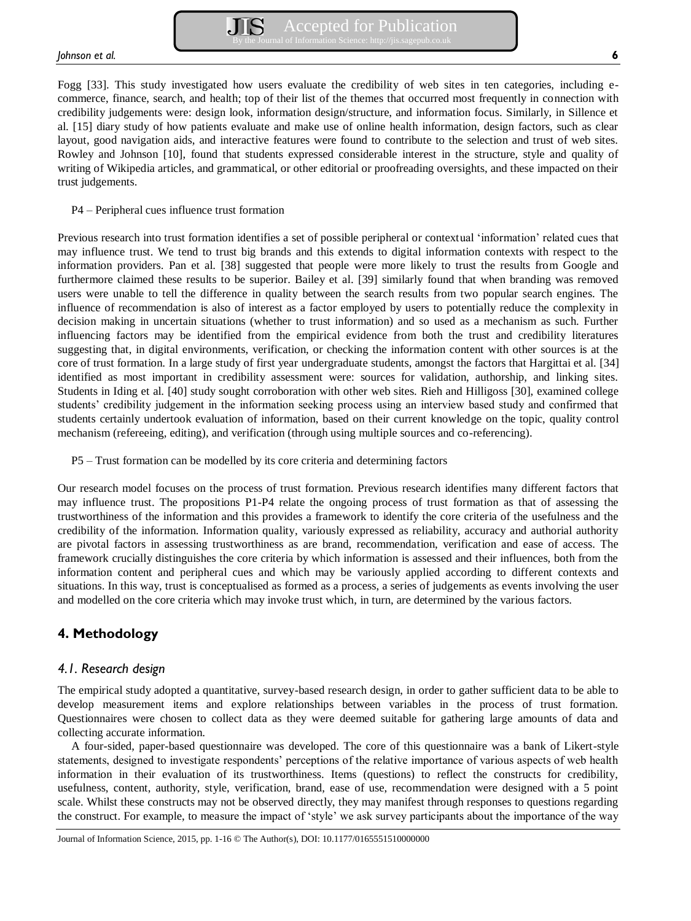Fogg [33]. This study investigated how users evaluate the credibility of web sites in ten categories, including e-commerce, finance, search, and health; top of their list of the themes that occurred most frequently in connection with credibility judgements were: design look, information design/structure, and information focus. Similarly, in Sillence et al. [15] diary study of how patients evaluate and make use of online health information, design factors, such as clear layout, good navigation aids, and interactive features were found to contribute to the selection and trust of web sites. Rowley and Johnson [10], found that students expressed considerable interest in the structure, style and quality of writing of Wikipedia articles, and grammatical, or other editorial or proofreading oversights, and these impacted on their trust judgements.

P4 – Peripheral cues influence trust formation

Previous research into trust formation identifies a set of possible peripheral or contextual 'information' related cues that may influence trust. We tend to trust big brands and this extends to digital information contexts with respect to the information providers. Pan et al. [38] suggested that people were more likely to trust the results from Google and furthermore claimed these results to be superior. Bailey et al. [39] similarly found that when branding was removed users were unable to tell the difference in quality between the search results from two popular search engines. The influence of recommendation is also of interest as a factor employed by users to potentially reduce the complexity in decision making in uncertain situations (whether to trust information) and so used as a mechanism as such. Further influencing factors may be identified from the empirical evidence from both the trust and credibility literatures suggesting that, in digital environments, verification, or checking the information content with other sources is at the core of trust formation. In a large study of first year undergraduate students, amongst the factors that Hargittai et al. [34] identified as most important in credibility assessment were: sources for validation, authorship, and linking sites. Students in Iding et al. [40] study sought corroboration with other web sites. Rieh and Hilligoss [30], examined college students' credibility judgement in the information seeking process using an interview based study and confirmed that students certainly undertook evaluation of information, based on their current knowledge on the topic, quality control mechanism (refereeing, editing), and verification (through using multiple sources and co-referencing).

P5 – Trust formation can be modelled by its core criteria and determining factors

Our research model focuses on the process of trust formation. Previous research identifies many different factors that may influence trust. The propositions P1-P4 relate the ongoing process of trust formation as that of assessing the trustworthiness of the information and this provides a framework to identify the core criteria of the usefulness and the credibility of the information. Information quality, variously expressed as reliability, accuracy and authorial authority are pivotal factors in assessing trustworthiness as are brand, recommendation, verification and ease of access. The framework crucially distinguishes the core criteria by which information is assessed and their influences, both from the information content and peripheral cues and which may be variously applied according to different contexts and situations. In this way, trust is conceptualised as formed as a process, a series of judgements as events involving the user and modelled on the core criteria which may invoke trust which, in turn, are determined by the various factors.

## 4. Methodology

### *4.1. Research design*

The empirical study adopted a quantitative, survey-based research design, in order to gather sufficient data to be able to develop measurement items and explore relationships between variables in the process of trust formation. Questionnaires were chosen to collect data as they were deemed suitable for gathering large amounts of data and collecting accurate information.

A four-sided, paper-based questionnaire was developed. The core of this questionnaire was a bank of Likert-style statements, designed to investigate respondents' perceptions of the relative importance of various aspects of web health information in their evaluation of its trustworthiness. Items (questions) to reflect the constructs for credibility, usefulness, content, authority, style, verification, brand, ease of use, recommendation were designed with a 5 point scale. Whilst these constructs may not be observed directly, they may manifest through responses to questions regarding the construct. For example, to measure the impact of 'style' we ask survey participants about the importance of the way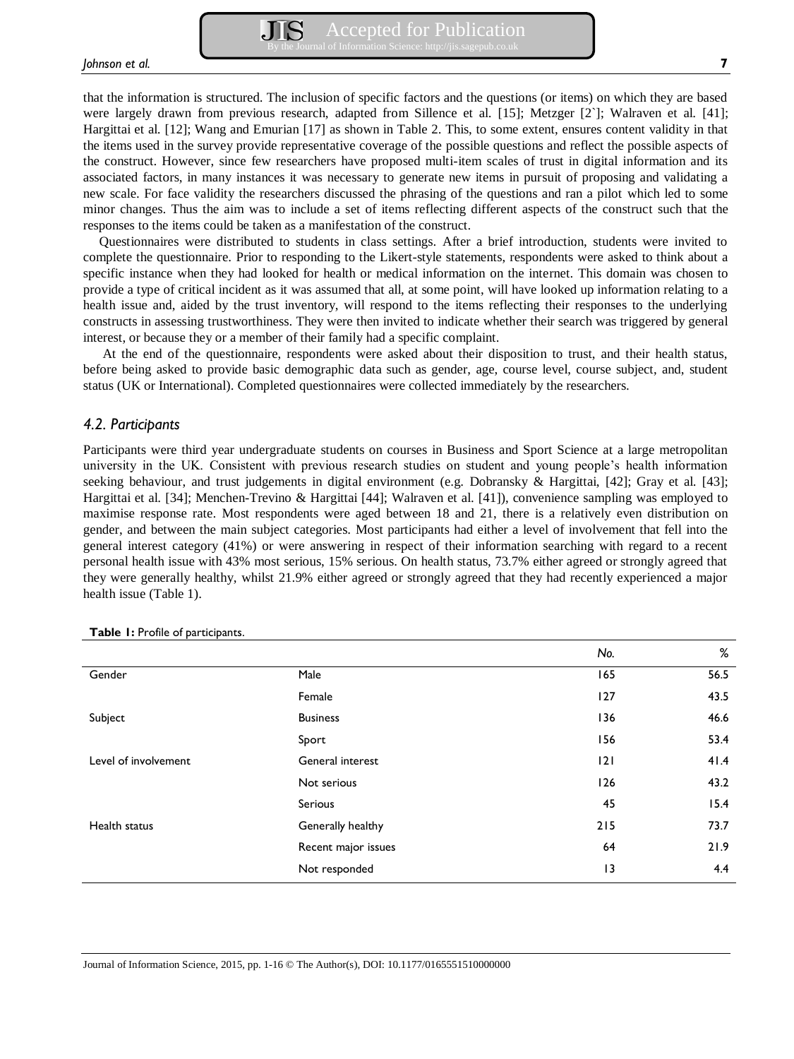that the information is structured. The inclusion of specific factors and the questions (or items) on which they are based were largely drawn from previous research, adapted from Sillence et al. [15]; Metzger [2`]; Walraven et al. [41]; Hargittai et al. [12]; Wang and Emurian [17] as shown in Table 2. This, to some extent, ensures content validity in that the items used in the survey provide representative coverage of the possible questions and reflect the possible aspects of the construct. However, since few researchers have proposed multi-item scales of trust in digital information and its associated factors, in many instances it was necessary to generate new items in pursuit of proposing and validating a new scale. For face validity the researchers discussed the phrasing of the questions and ran a pilot which led to some minor changes. Thus the aim was to include a set of items reflecting different aspects of the construct such that the responses to the items could be taken as a manifestation of the construct.

Questionnaires were distributed to students in class settings. After a brief introduction, students were invited to complete the questionnaire. Prior to responding to the Likert-style statements, respondents were asked to think about a specific instance when they had looked for health or medical information on the internet. This domain was chosen to provide a type of critical incident as it was assumed that all, at some point, will have looked up information relating to a health issue and, aided by the trust inventory, will respond to the items reflecting their responses to the underlying constructs in assessing trustworthiness. They were then invited to indicate whether their search was triggered by general interest, or because they or a member of their family had a specific complaint.

At the end of the questionnaire, respondents were asked about their disposition to trust, and their health status, before being asked to provide basic demographic data such as gender, age, course level, course subject, and, student status (UK or International). Completed questionnaires were collected immediately by the researchers.

### *4.2. Participants*

Participants were third year undergraduate students on courses in Business and Sport Science at a large metropolitan university in the UK. Consistent with previous research studies on student and young people's health information seeking behaviour, and trust judgements in digital environment (e.g. Dobransky & Hargittai, [42]; Gray et al. [43]; Hargittai et al. [34]; Menchen-Trevino & Hargittai [44]; Walraven et al. [41]), convenience sampling was employed to maximise response rate. Most respondents were aged between 18 and 21, there is a relatively even distribution on gender, and between the main subject categories. Most participants had either a level of involvement that fell into the general interest category (41%) or were answering in respect of their information searching with regard to a recent personal health issue with 43% most serious, 15% serious. On health status, 73.7% either agreed or strongly agreed that they were generally healthy, whilst 21.9% either agreed or strongly agreed that they had recently experienced a major health issue (Table 1).

**Table 1:** Profile of participants.

| | | *No.* | *%* |
|---|---|---|---|
| Gender | Male | 165 | 56.5 |
| | Female | 127 | 43.5 |
| Subject | Business | 136 | 46.6 |
| | Sport | 156 | 53.4 |
| Level of involvement | General interest | 121 | 41.4 |
| | Not serious | 126 | 43.2 |
| | Serious | 45 | 15.4 |
| Health status | Generally healthy | 215 | 73.7 |
| | Recent major issues | 64 | 21.9 |
| | Not responded | 13 | 4.4 |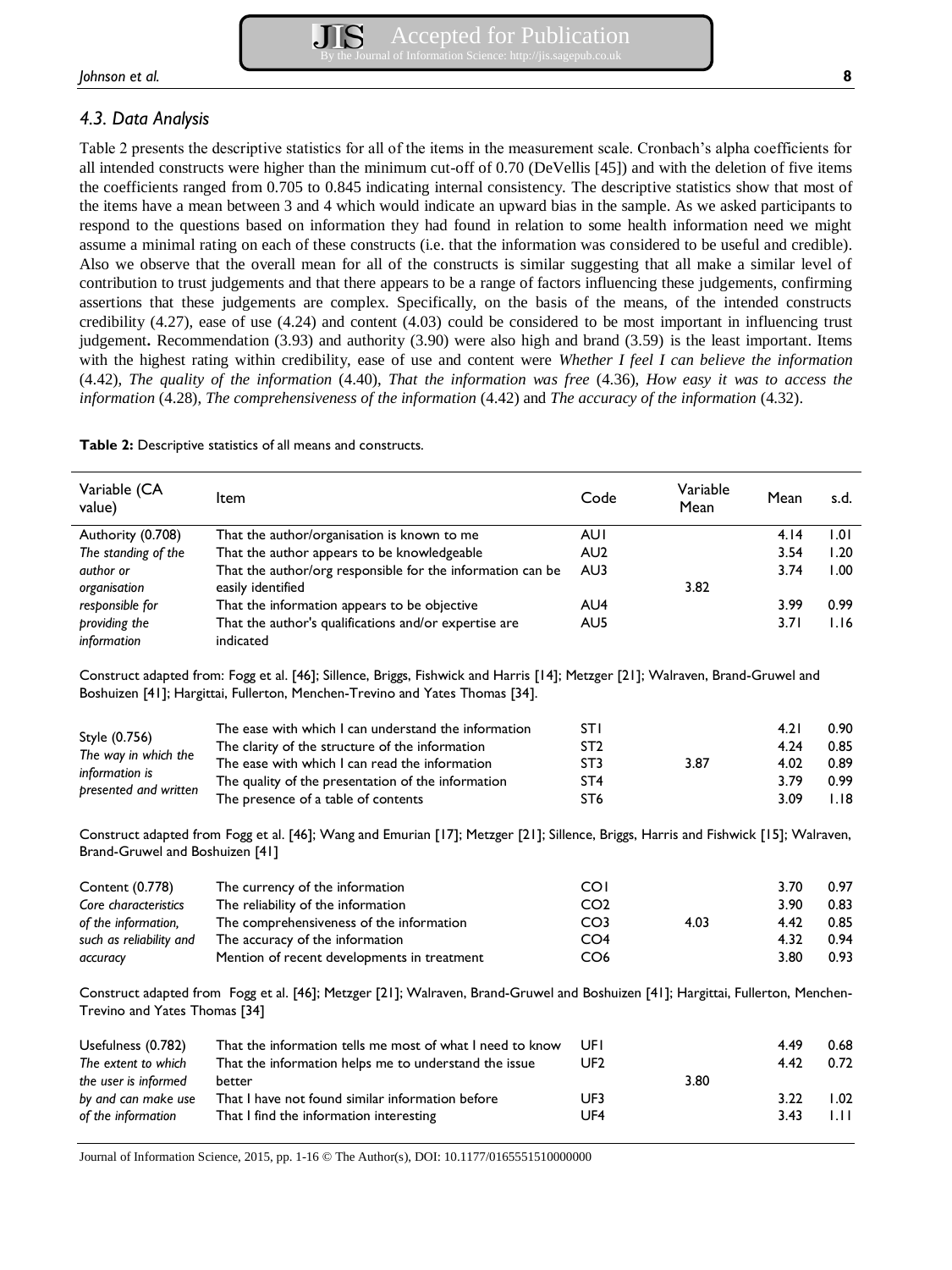### 4.3. Data Analysis

Table 2 presents the descriptive statistics for all of the items in the measurement scale. Cronbach's alpha coefficients for all intended constructs were higher than the minimum cut-off of 0.70 (DeVellis [45]) and with the deletion of five items the coefficients ranged from 0.705 to 0.845 indicating internal consistency. The descriptive statistics show that most of the items have a mean between 3 and 4 which would indicate an upward bias in the sample. As we asked participants to respond to the questions based on information they had found in relation to some health information need we might assume a minimal rating on each of these constructs (i.e. that the information was considered to be useful and credible). Also we observe that the overall mean for all of the constructs is similar suggesting that all make a similar level of contribution to trust judgements and that there appears to be a range of factors influencing these judgements, confirming assertions that these judgements are complex. Specifically, on the basis of the means, of the intended constructs credibility (4.27), ease of use (4.24) and content (4.03) could be considered to be most important in influencing trust judgement**.** Recommendation (3.93) and authority (3.90) were also high and brand (3.59) is the least important. Items with the highest rating within credibility, ease of use and content were *Whether I feel I can believe the information* (4.42), *The quality of the information* (4.40), *That the information was free* (4.36), *How easy it was to access the information* (4.28), *The comprehensiveness of the information* (4.42) and *The accuracy of the information* (4.32).

**Table 2:** Descriptive statistics of all means and constructs.

| Variable (CA value) | Item | Code | Variable Mean | Mean | s.d. |
|---|---|---|---|---|---|
| Authority (0.708) *The standing of the author or organisation responsible for providing the information* | That the author/organisation is known to me | AU1 | 3.82 | 4.14 | 1.01 |
| | That the author appears to be knowledgeable | AU2 | | 3.54 | 1.20 |
| | That the author/org responsible for the information can be easily identified | AU3 | | 3.74 | 1.00 |
| | That the information appears to be objective | AU4 | | 3.99 | 0.99 |
| | That the author's qualifications and/or expertise are indicated | AU5 | | 3.71 | 1.16 |
| Construct adapted from: Fogg et al. [46]; Sillence, Briggs, Fishwick and Harris [14]; Metzger [21]; Walraven, Brand-Gruwel and Boshuizen [41]; Hargittai, Fullerton, Menchen-Trevino and Yates Thomas [34]. | | | | | |
| Style (0.756) *The way in which the information is presented and written* | The ease with which I can understand the information | ST1 | 3.87 | 4.21 | 0.90 |
| | The clarity of the structure of the information | ST2 | | 4.24 | 0.85 |
| | The ease with which I can read the information | ST3 | | 4.02 | 0.89 |
| | The quality of the presentation of the information | ST4 | | 3.79 | 0.99 |
| | The presence of a table of contents | ST6 | | 3.09 | 1.18 |
| Construct adapted from Fogg et al. [46]; Wang and Emurian [17]; Metzger [21]; Sillence, Briggs, Harris and Fishwick [15]; Walraven, Brand-Gruwel and Boshuizen [41] | | | | | |
| Content (0.778) *Core characteristics of the information, such as reliability and accuracy* | The currency of the information | CO1 | 4.03 | 3.70 | 0.97 |
| | The reliability of the information | CO2 | | 3.90 | 0.83 |
| | The comprehensiveness of the information | CO3 | | 4.42 | 0.85 |
| | The accuracy of the information | CO4 | | 4.32 | 0.94 |
| | Mention of recent developments in treatment | CO6 | | 3.80 | 0.93 |
| Construct adapted from Fogg et al. [46]; Metzger [21]; Walraven, Brand-Gruwel and Boshuizen [41]; Hargittai, Fullerton, Menchen-Trevino and Yates Thomas [34] | | | | | |
| Usefulness (0.782) *The extent to which the user is informed by and can make use of the information* | That the information tells me most of what I need to know | UF1 | 3.80 | 4.49 | 0.68 |
| | That the information helps me to understand the issue better | UF2 | | 4.42 | 0.72 |
| | That I have not found similar information before | UF3 | | 3.22 | 1.02 |
| | That I find the information interesting | UF4 | | 3.43 | 1.11 |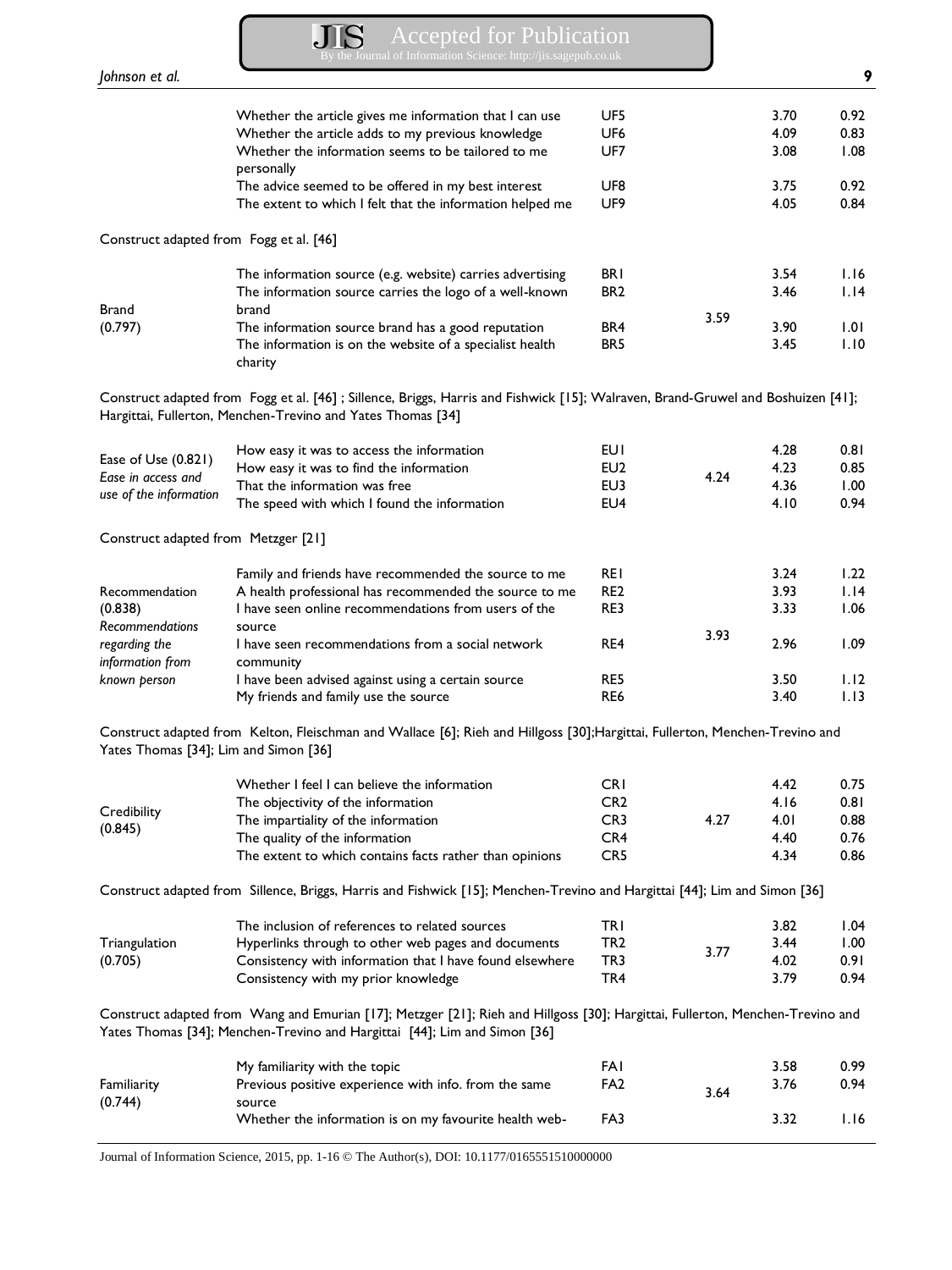| Construct | Item | Code | Mean (construct) | Mean | SD |
|---|---|---|---|---|---|
| | Whether the article gives me information that I can use | UF5 | | 3.70 | 0.92 |
| | Whether the article adds to my previous knowledge | UF6 | | 4.09 | 0.83 |
| | Whether the information seems to be tailored to me personally | UF7 | | 3.08 | 1.08 |
| | The advice seemed to be offered in my best interest | UF8 | | 3.75 | 0.92 |
| | The extent to which I felt that the information helped me | UF9 | | 4.05 | 0.84 |
| Construct adapted from Fogg et al. [46] | | | | | |
| Brand (0.797) | The information source (e.g. website) carries advertising | BR1 | 3.59 | 3.54 | 1.16 |
| | The information source carries the logo of a well-known brand | BR2 | | 3.46 | 1.14 |
| | The information source brand has a good reputation | BR4 | | 3.90 | 1.01 |
| | The information is on the website of a specialist health charity | BR5 | | 3.45 | 1.10 |
| Construct adapted from Fogg et al. [46] ; Sillence, Briggs, Harris and Fishwick [15]; Walraven, Brand-Gruwel and Boshuizen [41]; Hargittai, Fullerton, Menchen-Trevino and Yates Thomas [34] | | | | | |
| Ease of Use (0.821) *Ease in access and use of the information* | How easy it was to access the information | EU1 | 4.24 | 4.28 | 0.81 |
| | How easy it was to find the information | EU2 | | 4.23 | 0.85 |
| | That the information was free | EU3 | | 4.36 | 1.00 |
| | The speed with which I found the information | EU4 | | 4.10 | 0.94 |
| Construct adapted from Metzger [21] | | | | | |
| Recommendation (0.838) *Recommendations regarding the information from known person* | Family and friends have recommended the source to me | RE1 | 3.93 | 3.24 | 1.22 |
| | A health professional has recommended the source to me | RE2 | | 3.93 | 1.14 |
| | I have seen online recommendations from users of the source | RE3 | | 3.33 | 1.06 |
| | I have seen recommendations from a social network community | RE4 | | 2.96 | 1.09 |
| | I have been advised against using a certain source | RE5 | | 3.50 | 1.12 |
| | My friends and family use the source | RE6 | | 3.40 | 1.13 |
| Construct adapted from Kelton, Fleischman and Wallace [6]; Rieh and Hillgoss [30];Hargittai, Fullerton, Menchen-Trevino and Yates Thomas [34]; Lim and Simon [36] | | | | | |
| Credibility (0.845) | Whether I feel I can believe the information | CR1 | 4.27 | 4.42 | 0.75 |
| | The objectivity of the information | CR2 | | 4.16 | 0.81 |
| | The impartiality of the information | CR3 | | 4.01 | 0.88 |
| | The quality of the information | CR4 | | 4.40 | 0.76 |
| | The extent to which contains facts rather than opinions | CR5 | | 4.34 | 0.86 |
| Construct adapted from Sillence, Briggs, Harris and Fishwick [15]; Menchen-Trevino and Hargittai [44]; Lim and Simon [36] | | | | | |
| Triangulation (0.705) | The inclusion of references to related sources | TR1 | 3.77 | 3.82 | 1.04 |
| | Hyperlinks through to other web pages and documents | TR2 | | 3.44 | 1.00 |
| | Consistency with information that I have found elsewhere | TR3 | | 4.02 | 0.91 |
| | Consistency with my prior knowledge | TR4 | | 3.79 | 0.94 |
| Construct adapted from Wang and Emurian [17]; Metzger [21]; Rieh and Hillgoss [30]; Hargittai, Fullerton, Menchen-Trevino and Yates Thomas [34]; Menchen-Trevino and Hargittai [44]; Lim and Simon [36] | | | | | |
| Familiarity (0.744) | My familiarity with the topic | FA1 | 3.64 | 3.58 | 0.99 |
| | Previous positive experience with info. from the same source | FA2 | | 3.76 | 0.94 |
| | Whether the information is on my favourite health web- | FA3 | | 3.32 | 1.16 |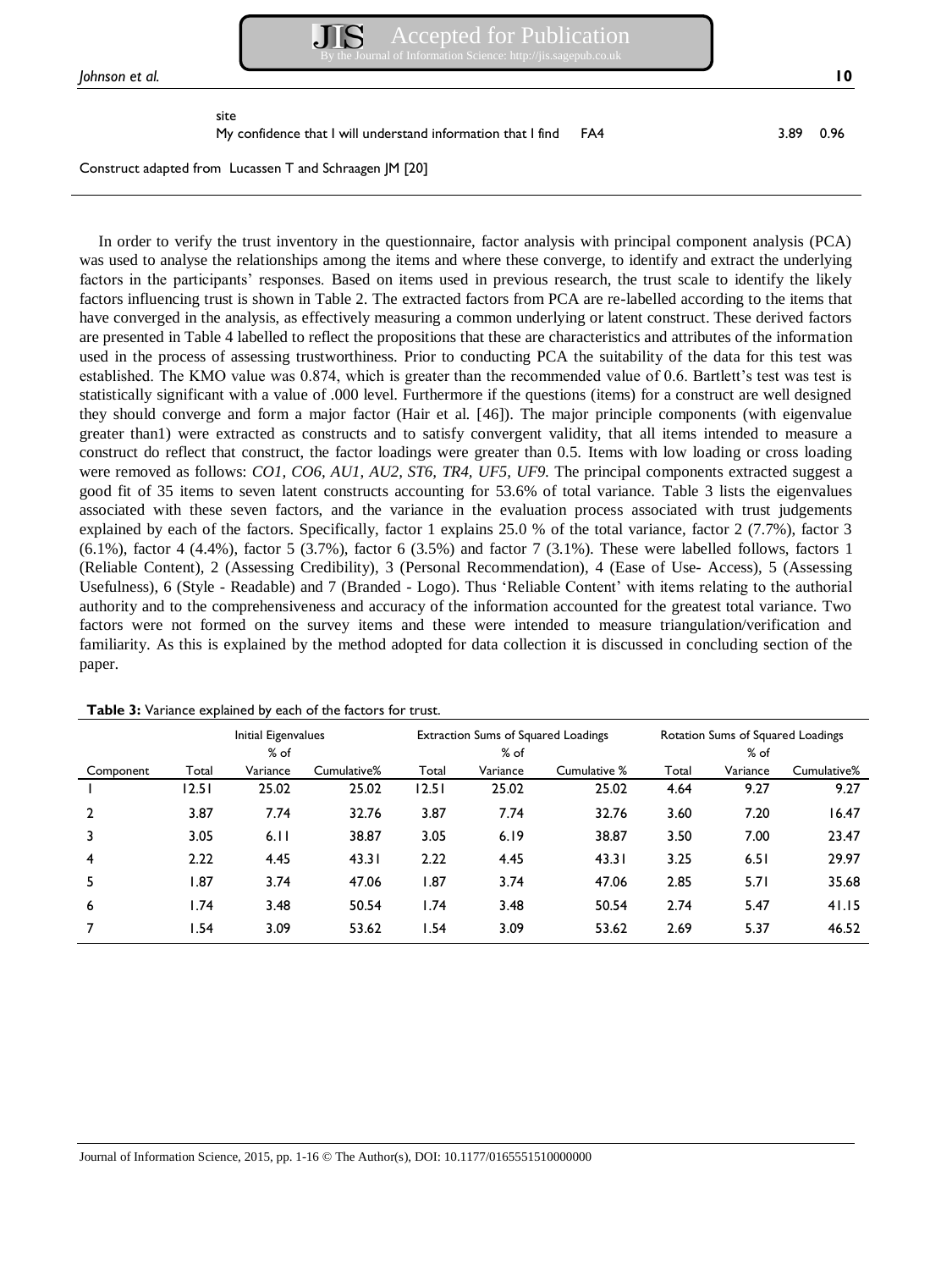| | | | |
|---|---|---|---|
| site | | | |
| My confidence that I will understand information that I find | FA4 | 3.89 | 0.96 |

Construct adapted from Lucassen T and Schraagen JM [20]

In order to verify the trust inventory in the questionnaire, factor analysis with principal component analysis (PCA) was used to analyse the relationships among the items and where these converge, to identify and extract the underlying factors in the participants' responses. Based on items used in previous research, the trust scale to identify the likely factors influencing trust is shown in Table 2. The extracted factors from PCA are re-labelled according to the items that have converged in the analysis, as effectively measuring a common underlying or latent construct. These derived factors are presented in Table 4 labelled to reflect the propositions that these are characteristics and attributes of the information used in the process of assessing trustworthiness. Prior to conducting PCA the suitability of the data for this test was established. The KMO value was 0.874, which is greater than the recommended value of 0.6. Bartlett's test was test is statistically significant with a value of .000 level. Furthermore if the questions (items) for a construct are well designed they should converge and form a major factor (Hair et al. [46]). The major principle components (with eigenvalue greater than1) were extracted as constructs and to satisfy convergent validity, that all items intended to measure a construct do reflect that construct, the factor loadings were greater than 0.5. Items with low loading or cross loading were removed as follows: *CO1, CO6, AU1, AU2, ST6, TR4, UF5, UF9.* The principal components extracted suggest a good fit of 35 items to seven latent constructs accounting for 53.6% of total variance. Table 3 lists the eigenvalues associated with these seven factors, and the variance in the evaluation process associated with trust judgements explained by each of the factors. Specifically, factor 1 explains 25.0 % of the total variance, factor 2 (7.7%), factor 3 (6.1%), factor 4 (4.4%), factor 5 (3.7%), factor 6 (3.5%) and factor 7 (3.1%). These were labelled follows, factors 1 (Reliable Content), 2 (Assessing Credibility), 3 (Personal Recommendation), 4 (Ease of Use- Access), 5 (Assessing Usefulness), 6 (Style - Readable) and 7 (Branded - Logo). Thus 'Reliable Content' with items relating to the authorial authority and to the comprehensiveness and accuracy of the information accounted for the greatest total variance. Two factors were not formed on the survey items and these were intended to measure triangulation/verification and familiarity. As this is explained by the method adopted for data collection it is discussed in concluding section of the paper.

**Table 3:** Variance explained by each of the factors for trust.

| | Initial Eigenvalues | | | Extraction Sums of Squared Loadings | | | Rotation Sums of Squared Loadings | | |
|---|---|---|---|---|---|---|---|---|---|
| Component | Total | % of Variance | Cumulative% | Total | % of Variance | Cumulative % | Total | % of Variance | Cumulative% |
| 1 | 12.51 | 25.02 | 25.02 | 12.51 | 25.02 | 25.02 | 4.64 | 9.27 | 9.27 |
| 2 | 3.87 | 7.74 | 32.76 | 3.87 | 7.74 | 32.76 | 3.60 | 7.20 | 16.47 |
| 3 | 3.05 | 6.11 | 38.87 | 3.05 | 6.19 | 38.87 | 3.50 | 7.00 | 23.47 |
| 4 | 2.22 | 4.45 | 43.31 | 2.22 | 4.45 | 43.31 | 3.25 | 6.51 | 29.97 |
| 5 | 1.87 | 3.74 | 47.06 | 1.87 | 3.74 | 47.06 | 2.85 | 5.71 | 35.68 |
| 6 | 1.74 | 3.48 | 50.54 | 1.74 | 3.48 | 50.54 | 2.74 | 5.47 | 41.15 |
| 7 | 1.54 | 3.09 | 53.62 | 1.54 | 3.09 | 53.62 | 2.69 | 5.37 | 46.52 |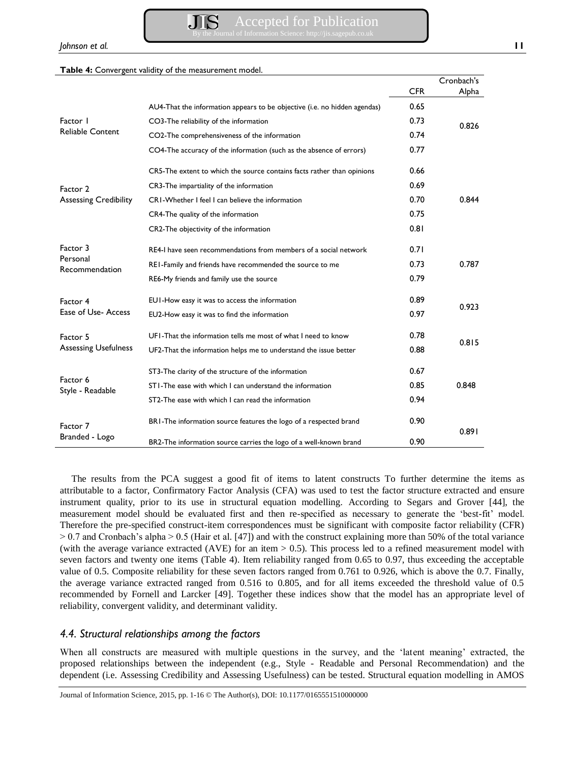**Table 4:** Convergent validity of the measurement model.

| | | CFR | Cronbach's Alpha |
|---|---|---|---|
| Factor 1 Reliable Content | AU4-That the information appears to be objective (i.e. no hidden agendas) | 0.65 | 0.826 |
| | CO3-The reliability of the information | 0.73 | |
| | CO2-The comprehensiveness of the information | 0.74 | |
| | CO4-The accuracy of the information (such as the absence of errors) | 0.77 | |
| Factor 2 Assessing Credibility | CR5-The extent to which the source contains facts rather than opinions | 0.66 | 0.844 |
| | CR3-The impartiality of the information | 0.69 | |
| | CR1-Whether I feel I can believe the information | 0.70 | |
| | CR4-The quality of the information | 0.75 | |
| | CR2-The objectivity of the information | 0.81 | |
| Factor 3 Personal Recommendation | RE4-I have seen recommendations from members of a social network | 0.71 | 0.787 |
| | RE1-Family and friends have recommended the source to me | 0.73 | |
| | RE6-My friends and family use the source | 0.79 | |
| Factor 4 Ease of Use- Access | EU1-How easy it was to access the information | 0.89 | 0.923 |
| | EU2-How easy it was to find the information | 0.97 | |
| Factor 5 Assessing Usefulness | UF1-That the information tells me most of what I need to know | 0.78 | 0.815 |
| | UF2-That the information helps me to understand the issue better | 0.88 | |
| Factor 6 Style - Readable | ST3-The clarity of the structure of the information | 0.67 | 0.848 |
| | ST1-The ease with which I can understand the information | 0.85 | |
| | ST2-The ease with which I can read the information | 0.94 | |
| Factor 7 Branded - Logo | BR1-The information source features the logo of a respected brand | 0.90 | 0.891 |
| | BR2-The information source carries the logo of a well-known brand | 0.90 | |

The results from the PCA suggest a good fit of items to latent constructs To further determine the items as attributable to a factor, Confirmatory Factor Analysis (CFA) was used to test the factor structure extracted and ensure instrument quality, prior to its use in structural equation modelling. According to Segars and Grover [44], the measurement model should be evaluated first and then re-specified as necessary to generate the 'best-fit' model. Therefore the pre-specified construct-item correspondences must be significant with composite factor reliability (CFR) $> 0.7$ and Cronbach's alpha $> 0.5$ (Hair et al. [47]) and with the construct explaining more than 50% of the total variance (with the average variance extracted (AVE) for an item $> 0.5$). This process led to a refined measurement model with seven factors and twenty one items (Table 4). Item reliability ranged from 0.65 to 0.97, thus exceeding the acceptable value of 0.5. Composite reliability for these seven factors ranged from 0.761 to 0.926, which is above the 0.7. Finally, the average variance extracted ranged from 0.516 to 0.805, and for all items exceeded the threshold value of 0.5 recommended by Fornell and Larcker [49]. Together these indices show that the model has an appropriate level of reliability, convergent validity, and determinant validity.

## *4.4. Structural relationships among the factors*

When all constructs are measured with multiple questions in the survey, and the 'latent meaning' extracted, the proposed relationships between the independent (e.g., Style - Readable and Personal Recommendation) and the dependent (i.e. Assessing Credibility and Assessing Usefulness) can be tested. Structural equation modelling in AMOS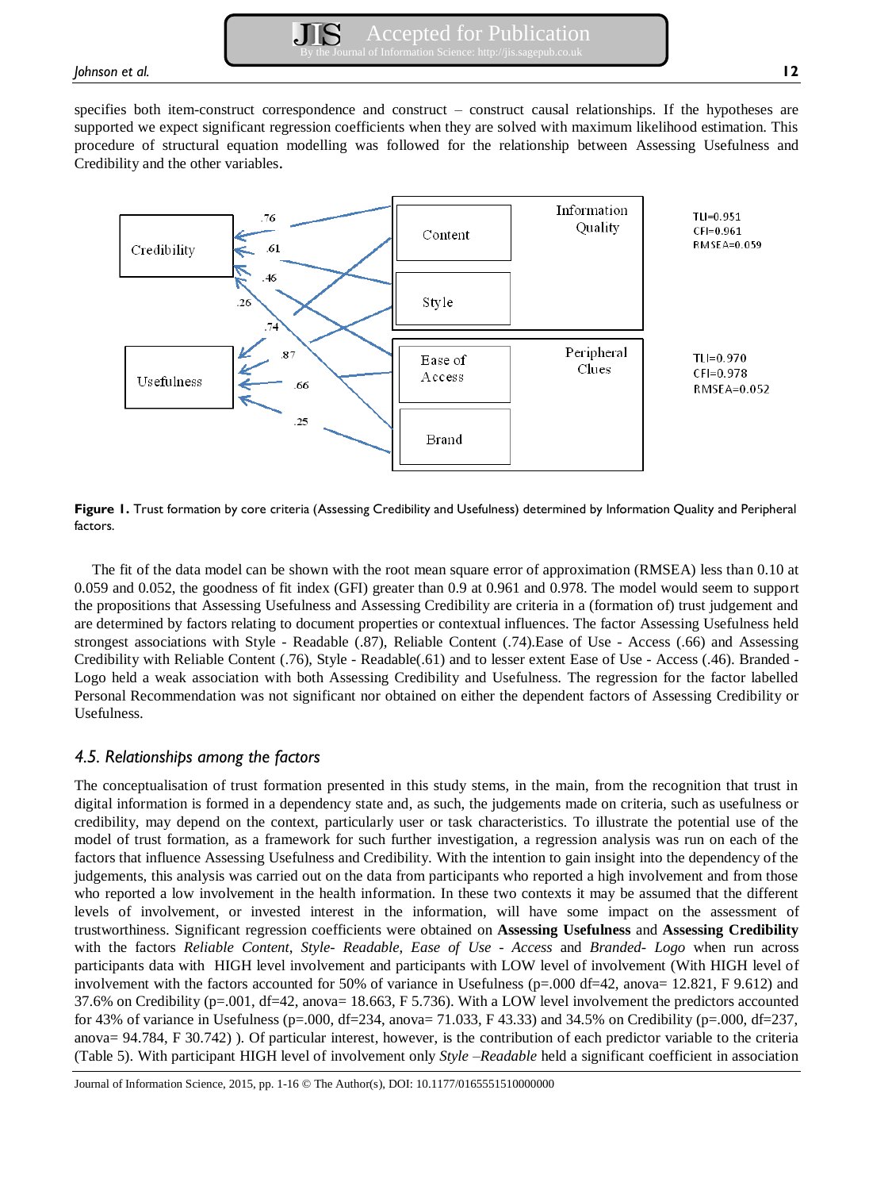specifies both item-construct correspondence and construct – construct causal relationships. If the hypotheses are supported we expect significant regression coefficients when they are solved with maximum likelihood estimation. This procedure of structural equation modelling was followed for the relationship between Assessing Usefulness and Credibility and the other variables.

**Figure 1.** Trust formation by core criteria (Assessing Credibility and Usefulness) determined by Information Quality and Peripheral factors.

The fit of the data model can be shown with the root mean square error of approximation (RMSEA) less than 0.10 at 0.059 and 0.052, the goodness of fit index (GFI) greater than 0.9 at 0.961 and 0.978. The model would seem to support the propositions that Assessing Usefulness and Assessing Credibility are criteria in a (formation of) trust judgement and are determined by factors relating to document properties or contextual influences. The factor Assessing Usefulness held strongest associations with Style - Readable (.87), Reliable Content (.74).Ease of Use - Access (.66) and Assessing Credibility with Reliable Content (.76), Style - Readable(.61) and to lesser extent Ease of Use - Access (.46). Branded - Logo held a weak association with both Assessing Credibility and Usefulness. The regression for the factor labelled Personal Recommendation was not significant nor obtained on either the dependent factors of Assessing Credibility or Usefulness.

### *4.5. Relationships among the factors*

The conceptualisation of trust formation presented in this study stems, in the main, from the recognition that trust in digital information is formed in a dependency state and, as such, the judgements made on criteria, such as usefulness or credibility, may depend on the context, particularly user or task characteristics. To illustrate the potential use of the model of trust formation, as a framework for such further investigation, a regression analysis was run on each of the factors that influence Assessing Usefulness and Credibility. With the intention to gain insight into the dependency of the judgements, this analysis was carried out on the data from participants who reported a high involvement and from those who reported a low involvement in the health information. In these two contexts it may be assumed that the different levels of involvement, or invested interest in the information, will have some impact on the assessment of trustworthiness. Significant regression coefficients were obtained on **Assessing Usefulness** and **Assessing Credibility** with the factors *Reliable Content*, *Style- Readable*, *Ease of Use - Access* and *Branded- Logo* when run across participants data with HIGH level involvement and participants with LOW level of involvement (With HIGH level of involvement with the factors accounted for 50% of variance in Usefulness (p=.000 df=42, anova= 12.821, F 9.612) and 37.6% on Credibility (p=.001, df=42, anova= 18.663, F 5.736). With a LOW level involvement the predictors accounted for 43% of variance in Usefulness (p=.000, df=234, anova= 71.033, F 43.33) and 34.5% on Credibility (p=.000, df=237, anova= 94.784, F 30.742) ). Of particular interest, however, is the contribution of each predictor variable to the criteria (Table 5). With participant HIGH level of involvement only *Style –Readable* held a significant coefficient in association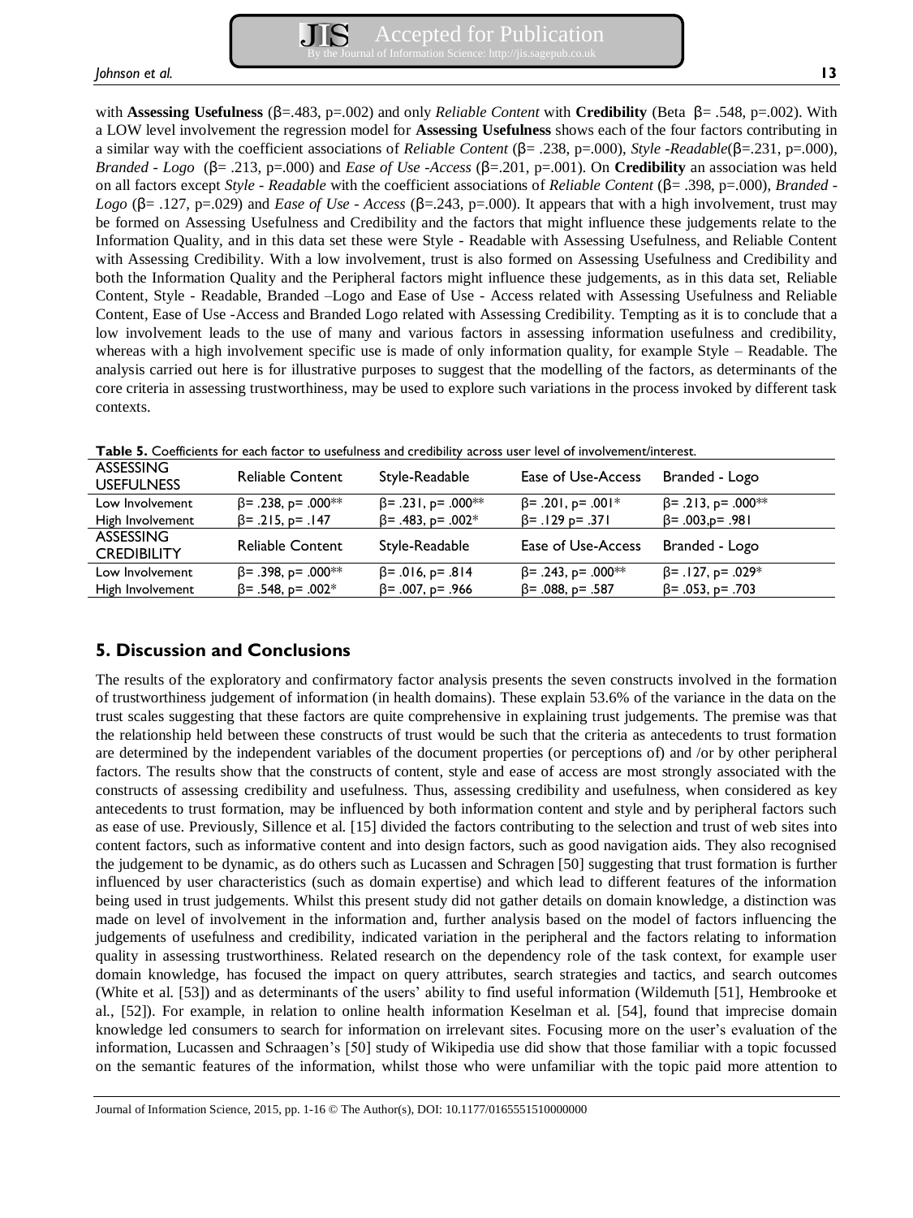with **Assessing Usefulness** (β=.483, p=.002) and only *Reliable Content* with **Credibility** (Beta β= .548, p=.002). With a LOW level involvement the regression model for **Assessing Usefulness** shows each of the four factors contributing in a similar way with the coefficient associations of *Reliable Content* (β= .238, p=.000), *Style -Readable*(β=.231, p=.000), *Branded - Logo* (β= .213, p=.000) and *Ease of Use -Access* (β=.201, p=.001). On **Credibility** an association was held on all factors except *Style - Readable* with the coefficient associations of *Reliable Content* (β= .398, p=.000), *Branded - Logo* (β= .127, p=.029) and *Ease of Use - Access* (β=.243, p=.000). It appears that with a high involvement, trust may be formed on Assessing Usefulness and Credibility and the factors that might influence these judgements relate to the Information Quality, and in this data set these were Style - Readable with Assessing Usefulness, and Reliable Content with Assessing Credibility. With a low involvement, trust is also formed on Assessing Usefulness and Credibility and both the Information Quality and the Peripheral factors might influence these judgements, as in this data set, Reliable Content, Style - Readable, Branded –Logo and Ease of Use - Access related with Assessing Usefulness and Reliable Content, Ease of Use -Access and Branded Logo related with Assessing Credibility. Tempting as it is to conclude that a low involvement leads to the use of many and various factors in assessing information usefulness and credibility, whereas with a high involvement specific use is made of only information quality, for example Style – Readable. The analysis carried out here is for illustrative purposes to suggest that the modelling of the factors, as determinants of the core criteria in assessing trustworthiness, may be used to explore such variations in the process invoked by different task contexts.

**Table 5.** Coefficients for each factor to usefulness and credibility across user level of involvement/interest.

| ASSESSING USEFULNESS | Reliable Content | Style-Readable | Ease of Use-Access | Branded - Logo |
|---|---|---|---|---|
| Low Involvement | β= .238, p= .000** | β= .231, p= .000** | β= .201, p= .001* | β= .213, p= .000** |
| High Involvement | β= .215, p= .147 | β= .483, p= .002* | β= .129 p= .371 | β= .003,p= .981 |
| **ASSESSING CREDIBILITY** | **Reliable Content** | **Style-Readable** | **Ease of Use-Access** | **Branded - Logo** |
| Low Involvement | β= .398, p= .000** | β= .016, p= .814 | β= .243, p= .000** | β= .127, p= .029* |
| High Involvement | β= .548, p= .002* | β= .007, p= .966 | β= .088, p= .587 | β= .053, p= .703 |

## 5. Discussion and Conclusions

The results of the exploratory and confirmatory factor analysis presents the seven constructs involved in the formation of trustworthiness judgement of information (in health domains). These explain 53.6% of the variance in the data on the trust scales suggesting that these factors are quite comprehensive in explaining trust judgements. The premise was that the relationship held between these constructs of trust would be such that the criteria as antecedents to trust formation are determined by the independent variables of the document properties (or perceptions of) and /or by other peripheral factors. The results show that the constructs of content, style and ease of access are most strongly associated with the constructs of assessing credibility and usefulness. Thus, assessing credibility and usefulness, when considered as key antecedents to trust formation, may be influenced by both information content and style and by peripheral factors such as ease of use. Previously, Sillence et al. [15] divided the factors contributing to the selection and trust of web sites into content factors, such as informative content and into design factors, such as good navigation aids. They also recognised the judgement to be dynamic, as do others such as Lucassen and Schragen [50] suggesting that trust formation is further influenced by user characteristics (such as domain expertise) and which lead to different features of the information being used in trust judgements. Whilst this present study did not gather details on domain knowledge, a distinction was made on level of involvement in the information and, further analysis based on the model of factors influencing the judgements of usefulness and credibility, indicated variation in the peripheral and the factors relating to information quality in assessing trustworthiness. Related research on the dependency role of the task context, for example user domain knowledge, has focused the impact on query attributes, search strategies and tactics, and search outcomes (White et al. [53]) and as determinants of the users' ability to find useful information (Wildemuth [51], Hembrooke et al., [52]). For example, in relation to online health information Keselman et al. [54], found that imprecise domain knowledge led consumers to search for information on irrelevant sites. Focusing more on the user's evaluation of the information, Lucassen and Schraagen's [50] study of Wikipedia use did show that those familiar with a topic focussed on the semantic features of the information, whilst those who were unfamiliar with the topic paid more attention to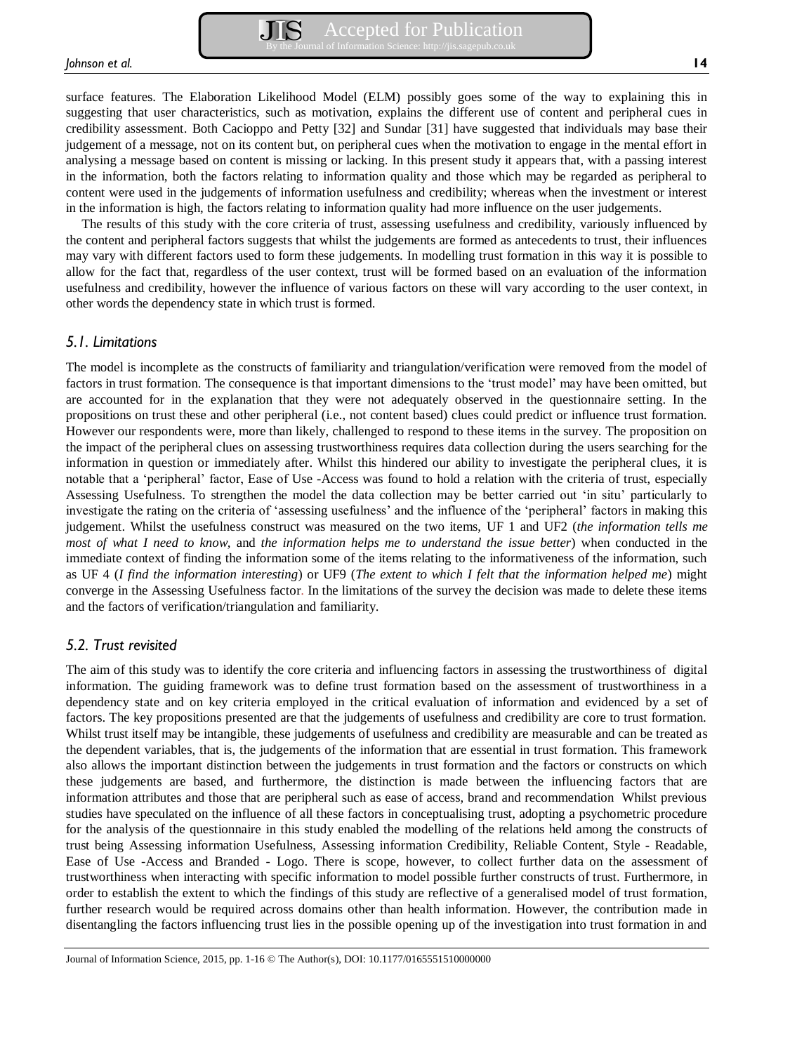surface features. The Elaboration Likelihood Model (ELM) possibly goes some of the way to explaining this in suggesting that user characteristics, such as motivation, explains the different use of content and peripheral cues in credibility assessment. Both Cacioppo and Petty [32] and Sundar [31] have suggested that individuals may base their judgement of a message, not on its content but, on peripheral cues when the motivation to engage in the mental effort in analysing a message based on content is missing or lacking. In this present study it appears that, with a passing interest in the information, both the factors relating to information quality and those which may be regarded as peripheral to content were used in the judgements of information usefulness and credibility; whereas when the investment or interest in the information is high, the factors relating to information quality had more influence on the user judgements.

The results of this study with the core criteria of trust, assessing usefulness and credibility, variously influenced by the content and peripheral factors suggests that whilst the judgements are formed as antecedents to trust, their influences may vary with different factors used to form these judgements. In modelling trust formation in this way it is possible to allow for the fact that, regardless of the user context, trust will be formed based on an evaluation of the information usefulness and credibility, however the influence of various factors on these will vary according to the user context, in other words the dependency state in which trust is formed.

## *5.1. Limitations*

The model is incomplete as the constructs of familiarity and triangulation/verification were removed from the model of factors in trust formation. The consequence is that important dimensions to the 'trust model' may have been omitted, but are accounted for in the explanation that they were not adequately observed in the questionnaire setting. In the propositions on trust these and other peripheral (i.e., not content based) clues could predict or influence trust formation. However our respondents were, more than likely, challenged to respond to these items in the survey. The proposition on the impact of the peripheral clues on assessing trustworthiness requires data collection during the users searching for the information in question or immediately after. Whilst this hindered our ability to investigate the peripheral clues, it is notable that a 'peripheral' factor, Ease of Use -Access was found to hold a relation with the criteria of trust, especially Assessing Usefulness. To strengthen the model the data collection may be better carried out 'in situ' particularly to investigate the rating on the criteria of 'assessing usefulness' and the influence of the 'peripheral' factors in making this judgement. Whilst the usefulness construct was measured on the two items, UF 1 and UF2 (*the information tells me most of what I need to know,* and *the information helps me to understand the issue better*) when conducted in the immediate context of finding the information some of the items relating to the informativeness of the information, such as UF 4 (*I find the information interesting*) or UF9 (*The extent to which I felt that the information helped me*) might converge in the Assessing Usefulness factor. In the limitations of the survey the decision was made to delete these items and the factors of verification/triangulation and familiarity.

## *5.2. Trust revisited*

The aim of this study was to identify the core criteria and influencing factors in assessing the trustworthiness of digital information. The guiding framework was to define trust formation based on the assessment of trustworthiness in a dependency state and on key criteria employed in the critical evaluation of information and evidenced by a set of factors. The key propositions presented are that the judgements of usefulness and credibility are core to trust formation. Whilst trust itself may be intangible, these judgements of usefulness and credibility are measurable and can be treated as the dependent variables, that is, the judgements of the information that are essential in trust formation. This framework also allows the important distinction between the judgements in trust formation and the factors or constructs on which these judgements are based, and furthermore, the distinction is made between the influencing factors that are information attributes and those that are peripheral such as ease of access, brand and recommendation Whilst previous studies have speculated on the influence of all these factors in conceptualising trust, adopting a psychometric procedure for the analysis of the questionnaire in this study enabled the modelling of the relations held among the constructs of trust being Assessing information Usefulness, Assessing information Credibility, Reliable Content, Style - Readable, Ease of Use -Access and Branded - Logo. There is scope, however, to collect further data on the assessment of trustworthiness when interacting with specific information to model possible further constructs of trust. Furthermore, in order to establish the extent to which the findings of this study are reflective of a generalised model of trust formation, further research would be required across domains other than health information. However, the contribution made in disentangling the factors influencing trust lies in the possible opening up of the investigation into trust formation in and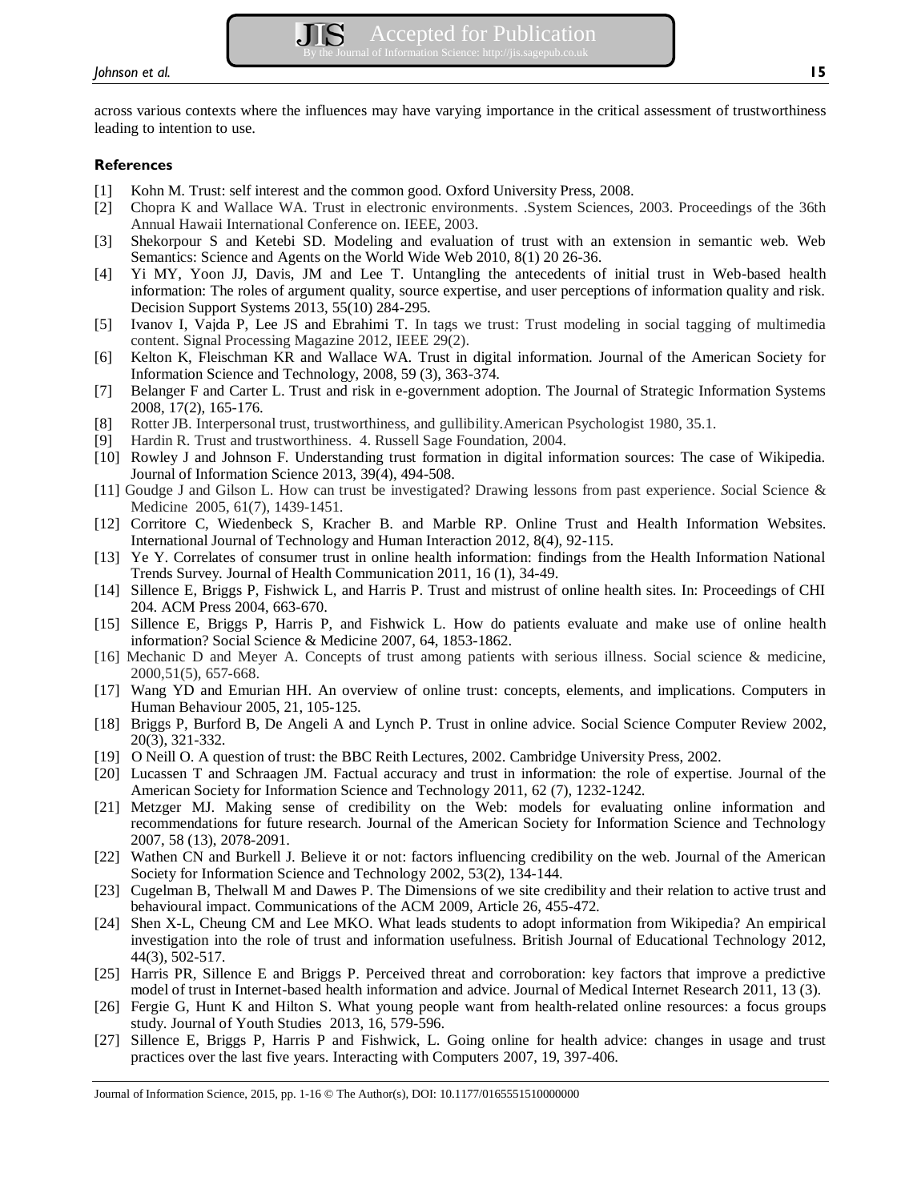across various contexts where the influences may have varying importance in the critical assessment of trustworthiness leading to intention to use.

## References

[1] Kohn M. Trust: self interest and the common good. Oxford University Press, 2008.

[2] Chopra K and Wallace WA. Trust in electronic environments. .System Sciences, 2003. Proceedings of the 36th Annual Hawaii International Conference on. IEEE, 2003.

[3] Shekorpour S and Ketebi SD. Modeling and evaluation of trust with an extension in semantic web. Web Semantics: Science and Agents on the World Wide Web 2010, 8(1) 20 26-36.

[4] Yi MY, Yoon JJ, Davis, JM and Lee T. Untangling the antecedents of initial trust in Web-based health information: The roles of argument quality, source expertise, and user perceptions of information quality and risk. Decision Support Systems 2013, 55(10) 284-295.

[5] Ivanov I, Vajda P, Lee JS and Ebrahimi T. In tags we trust: Trust modeling in social tagging of multimedia content. Signal Processing Magazine 2012, IEEE 29(2).

[6] Kelton K, Fleischman KR and Wallace WA. Trust in digital information. Journal of the American Society for Information Science and Technology, 2008, 59 (3), 363-374.

[7] Belanger F and Carter L. Trust and risk in e-government adoption. The Journal of Strategic Information Systems 2008, 17(2), 165-176.

[8] Rotter JB. Interpersonal trust, trustworthiness, and gullibility.American Psychologist 1980, 35.1.

[9] Hardin R. Trust and trustworthiness. 4. Russell Sage Foundation, 2004.

[10] Rowley J and Johnson F. Understanding trust formation in digital information sources: The case of Wikipedia. Journal of Information Science 2013, 39(4), 494-508.

[11] Goudge J and Gilson L. How can trust be investigated? Drawing lessons from past experience. *S*ocial Science & Medicine 2005, 61(7), 1439-1451.

[12] Corritore C, Wiedenbeck S, Kracher B. and Marble RP. Online Trust and Health Information Websites. International Journal of Technology and Human Interaction 2012, 8(4), 92-115.

[13] Ye Y. Correlates of consumer trust in online health information: findings from the Health Information National Trends Survey. Journal of Health Communication 2011, 16 (1), 34-49.

[14] Sillence E, Briggs P, Fishwick L, and Harris P. Trust and mistrust of online health sites. In: Proceedings of CHI 204. ACM Press 2004, 663-670.

[15] Sillence E, Briggs P, Harris P, and Fishwick L. How do patients evaluate and make use of online health information? Social Science & Medicine 2007, 64, 1853-1862.

[16] Mechanic D and Meyer A. Concepts of trust among patients with serious illness. Social science & medicine, 2000,51(5), 657-668.

[17] Wang YD and Emurian HH. An overview of online trust: concepts, elements, and implications. Computers in Human Behaviour 2005, 21, 105-125.

[18] Briggs P, Burford B, De Angeli A and Lynch P. Trust in online advice. Social Science Computer Review 2002, 20(3), 321-332.

[19] O Neill O. A question of trust: the BBC Reith Lectures, 2002. Cambridge University Press, 2002.

[20] Lucassen T and Schraagen JM. Factual accuracy and trust in information: the role of expertise. Journal of the American Society for Information Science and Technology 2011, 62 (7), 1232-1242.

[21] Metzger MJ. Making sense of credibility on the Web: models for evaluating online information and recommendations for future research. Journal of the American Society for Information Science and Technology 2007, 58 (13), 2078-2091.

[22] Wathen CN and Burkell J. Believe it or not: factors influencing credibility on the web. Journal of the American Society for Information Science and Technology 2002, 53(2), 134-144.

[23] Cugelman B, Thelwall M and Dawes P. The Dimensions of we site credibility and their relation to active trust and behavioural impact. Communications of the ACM 2009, Article 26, 455-472.

[24] Shen X-L, Cheung CM and Lee MKO. What leads students to adopt information from Wikipedia? An empirical investigation into the role of trust and information usefulness. British Journal of Educational Technology 2012, 44(3), 502-517.

[25] Harris PR, Sillence E and Briggs P. Perceived threat and corroboration: key factors that improve a predictive model of trust in Internet-based health information and advice. Journal of Medical Internet Research 2011, 13 (3).

[26] Fergie G, Hunt K and Hilton S. What young people want from health-related online resources: a focus groups study. Journal of Youth Studies 2013, 16, 579-596.

[27] Sillence E, Briggs P, Harris P and Fishwick, L. Going online for health advice: changes in usage and trust practices over the last five years. Interacting with Computers 2007, 19, 397-406.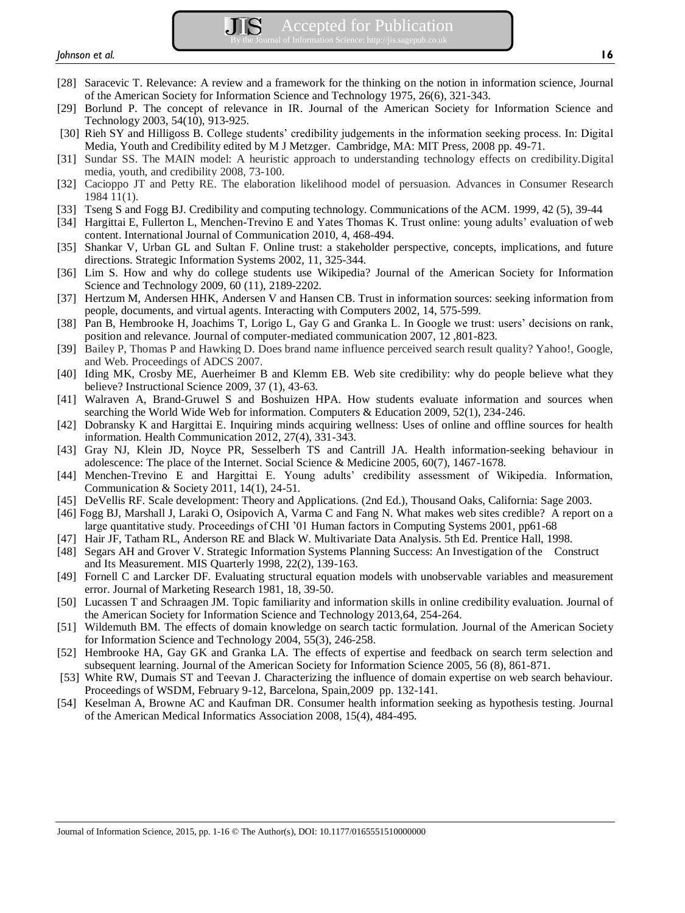[28] Saracevic T. Relevance: A review and a framework for the thinking on the notion in information science, Journal of the American Society for Information Science and Technology 1975, 26(6), 321-343.

[29] Borlund P. The concept of relevance in IR. Journal of the American Society for Information Science and Technology 2003, 54(10), 913-925.

[30] Rieh SY and Hilligoss B. College students' credibility judgements in the information seeking process. In: Digital Media, Youth and Credibility edited by M J Metzger. Cambridge, MA: MIT Press, 2008 pp. 49-71.

[31] Sundar SS. The MAIN model: A heuristic approach to understanding technology effects on credibility.Digital media, youth, and credibility 2008, 73-100.

[32] Cacioppo JT and Petty RE. The elaboration likelihood model of persuasion. Advances in Consumer Research 1984 11(1).

[33] Tseng S and Fogg BJ. Credibility and computing technology. Communications of the ACM. 1999, 42 (5), 39-44

[34] Hargittai E, Fullerton L, Menchen-Trevino E and Yates Thomas K. Trust online: young adults' evaluation of web content. International Journal of Communication 2010, 4, 468-494.

[35] Shankar V, Urban GL and Sultan F. Online trust: a stakeholder perspective, concepts, implications, and future directions. Strategic Information Systems 2002, 11, 325-344.

[36] Lim S. How and why do college students use Wikipedia? Journal of the American Society for Information Science and Technology 2009, 60 (11), 2189-2202.

[37] Hertzum M, Andersen HHK, Andersen V and Hansen CB. Trust in information sources: seeking information from people, documents, and virtual agents. Interacting with Computers 2002, 14, 575-599.

[38] Pan B, Hembrooke H, Joachims T, Lorigo L, Gay G and Granka L. In Google we trust: users' decisions on rank, position and relevance. Journal of computer-mediated communication 2007, 12 ,801-823.

[39] Bailey P, Thomas P and Hawking D. Does brand name influence perceived search result quality? Yahoo!, Google, and Web. Proceedings of ADCS 2007.

[40] Iding MK, Crosby ME, Auerheimer B and Klemm EB. Web site credibility: why do people believe what they believe? Instructional Science 2009, 37 (1), 43-63.

[41] Walraven A, Brand-Gruwel S and Boshuizen HPA. How students evaluate information and sources when searching the World Wide Web for information. Computers & Education 2009, 52(1), 234-246.

[42] Dobransky K and Hargittai E. Inquiring minds acquiring wellness: Uses of online and offline sources for health information. Health Communication 2012, 27(4), 331-343.

[43] Gray NJ, Klein JD, Noyce PR, Sesselberh TS and Cantrill JA. Health information-seeking behaviour in adolescence: The place of the Internet. Social Science & Medicine 2005, 60(7), 1467-1678.

[44] Menchen-Trevino E and Hargittai E. Young adults' credibility assessment of Wikipedia. Information, Communication & Society 2011, 14(1), 24-51.

[45] DeVellis RF. Scale development: Theory and Applications. (2nd Ed.), Thousand Oaks, California: Sage 2003.

[46] Fogg BJ, Marshall J, Laraki O, Osipovich A, Varma C and Fang N. What makes web sites credible? A report on a large quantitative study. Proceedings of CHI '01 Human factors in Computing Systems 2001, pp61-68

[47] Hair JF, Tatham RL, Anderson RE and Black W. Multivariate Data Analysis. 5th Ed. Prentice Hall, 1998.

[48] Segars AH and Grover V. Strategic Information Systems Planning Success: An Investigation of the Construct and Its Measurement. MIS Quarterly 1998, 22(2), 139-163.

[49] Fornell C and Larcker DF. Evaluating structural equation models with unobservable variables and measurement error. Journal of Marketing Research 1981, 18, 39-50.

[50] Lucassen T and Schraagen JM. Topic familiarity and information skills in online credibility evaluation. Journal of the American Society for Information Science and Technology 2013,64, 254-264.

[51] Wildemuth BM. The effects of domain knowledge on search tactic formulation. Journal of the American Society for Information Science and Technology 2004, 55(3), 246-258.

[52] Hembrooke HA, Gay GK and Granka LA. The effects of expertise and feedback on search term selection and subsequent learning. Journal of the American Society for Information Science 2005, 56 (8), 861-871.

[53] White RW, Dumais ST and Teevan J. Characterizing the influence of domain expertise on web search behaviour. Proceedings of WSDM, February 9-12, Barcelona, Spain,2009 pp. 132-141.

[54] Keselman A, Browne AC and Kaufman DR. Consumer health information seeking as hypothesis testing. Journal of the American Medical Informatics Association 2008, 15(4), 484-495.